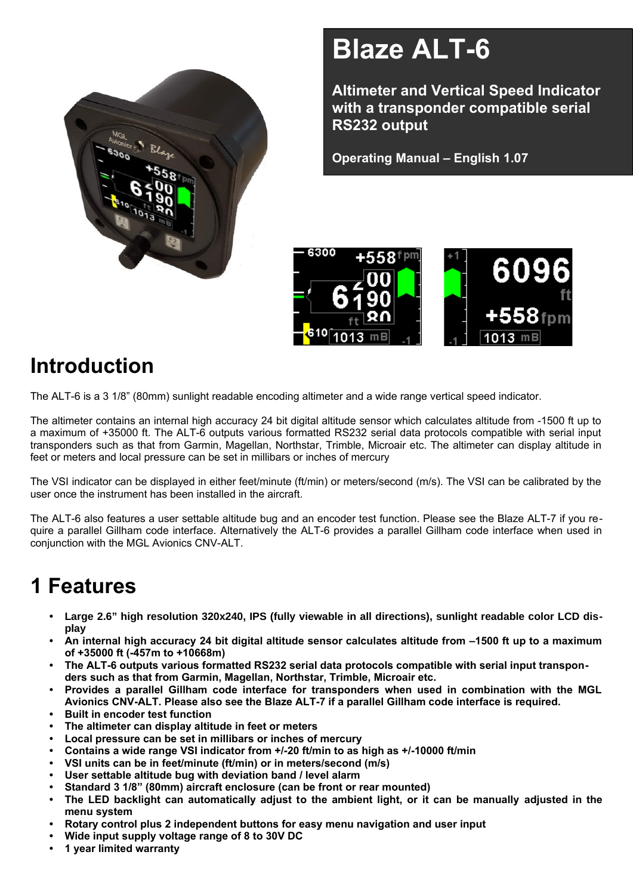# Blaze ALT-6

**Altimeter and Vertical Speed Indicator with a transponder compatible serial RS232 output**

**Operating Manual – English 1.07**

# Introduction

The ALT-6 is a 3 1/8" (80mm) sunlight readable encoding altimeter and a wide range vertical speed indicator.

The altimeter contains an internal high accuracy 24 bit digital altitude sensor which calculates altitude from -1500 ft up to a maximum of +35000 ft. The ALT-6 outputs various formatted RS232 serial data protocols compatible with serial input transponders such as that from Garmin, Magellan, Northstar, Trimble, Microair etc. The altimeter can display altitude in feet or meters and local pressure can be set in millibars or inches of mercury

The VSI indicator can be displayed in either feet/minute (ft/min) or meters/second (m/s). The VSI can be calibrated by the user once the instrument has been installed in the aircraft.

The ALT-6 also features a user settable altitude bug and an encoder test function. Please see the Blaze ALT-7 if you require a parallel Gillham code interface. Alternatively the ALT-6 provides a parallel Gillham code interface when used in conjunction with the MGL Avionics CNV-ALT.

# 1 Features

- **Large 2.6" high resolution 320x240, IPS (fully viewable in all directions), sunlight readable color LCD display**
- **An internal high accuracy 24 bit digital altitude sensor calculates altitude from –1500 ft up to a maximum of +35000 ft (-457m to +10668m)**
- **The ALT-6 outputs various formatted RS232 serial data protocols compatible with serial input transponders such as that from Garmin, Magellan, Northstar, Trimble, Microair etc.**
- **Provides a parallel Gillham code interface for transponders when used in combination with the MGL Avionics CNV-ALT. Please also see the Blaze ALT-7 if a parallel Gillham code interface is required.**
- **Built in encoder test function**
- **The altimeter can display altitude in feet or meters**
- **Local pressure can be set in millibars or inches of mercury**
- **Contains a wide range VSI indicator from +/-20 ft/min to as high as +/-10000 ft/min**
- **VSI units can be in feet/minute (ft/min) or in meters/second (m/s)**
- **User settable altitude bug with deviation band / level alarm**
- **Standard 3 1/8" (80mm) aircraft enclosure (can be front or rear mounted)**
- **The LED backlight can automatically adjust to the ambient light, or it can be manually adjusted in the menu system**
- **Rotary control plus 2 independent buttons for easy menu navigation and user input**
- **Wide input supply voltage range of 8 to 30V DC**
- **1 year limited warranty**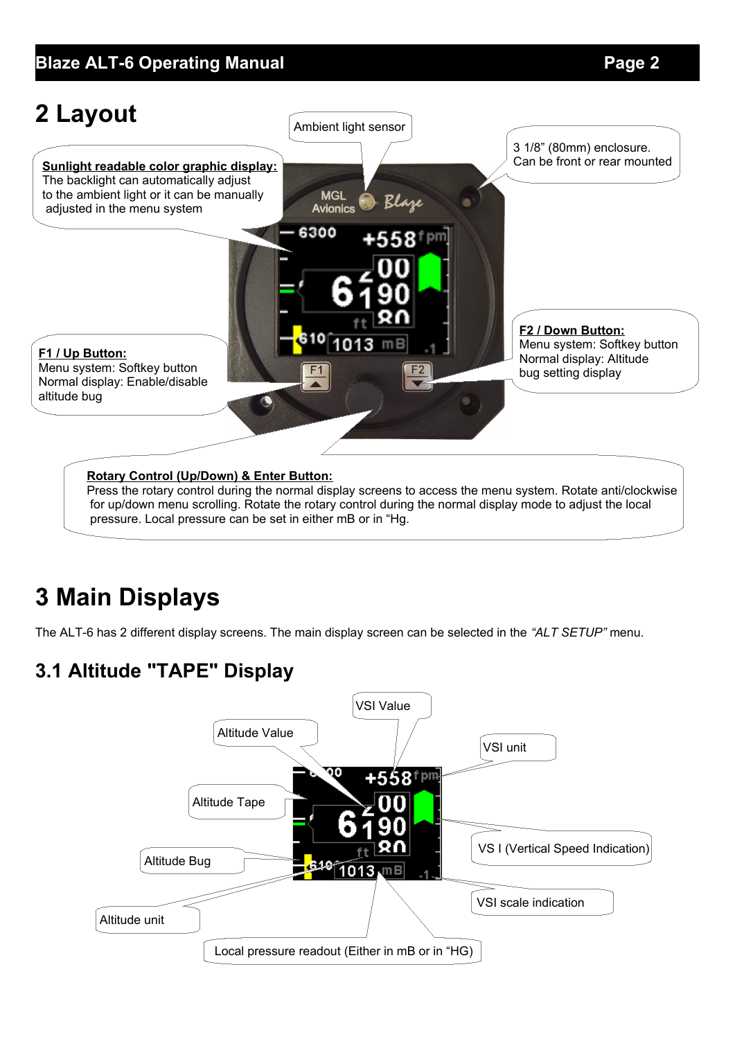## 2 Layout

Ambient light sensor

3 1/8" (80mm) enclosure.
Can be front or rear mounted

**Sunlight readable color graphic display:**
The backlight can automatically adjust to the ambient light or it can be manually adjusted in the menu system

**F2 / Down Button:**
Menu system: Softkey button
Normal display: Altitude bug setting display

**F1 / Up Button:**
Menu system: Softkey button
Normal display: Enable/disable altitude bug

**Rotary Control (Up/Down) & Enter Button:**
Press the rotary control during the normal display screens to access the menu system. Rotate anti/clockwise for up/down menu scrolling. Rotate the rotary control during the normal display mode to adjust the local pressure. Local pressure can be set in either mB or in "Hg.

# 3 Main Displays

The ALT-6 has 2 different display screens. The main display screen can be selected in the *"ALT SETUP"* menu.

## 3.1 Altitude "TAPE" Display

VSI Value

Altitude Value

VSI unit

Altitude Tape

VS I (Vertical Speed Indication)

Altitude Bug

VSI scale indication

Altitude unit

Local pressure readout (Either in mB or in "HG)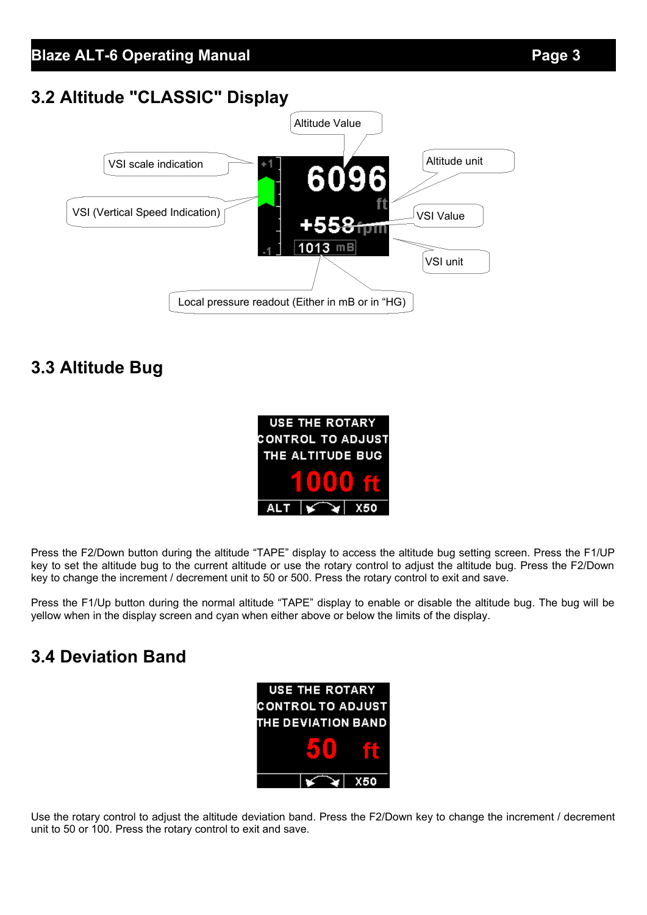## 3.2 Altitude "CLASSIC" Display

## 3.3 Altitude Bug

Press the F2/Down button during the altitude “TAPE” display to access the altitude bug setting screen. Press the F1/UP key to set the altitude bug to the current altitude or use the rotary control to adjust the altitude bug. Press the F2/Down key to change the increment / decrement unit to 50 or 500. Press the rotary control to exit and save.

Press the F1/Up button during the normal altitude “TAPE” display to enable or disable the altitude bug. The bug will be yellow when in the display screen and cyan when either above or below the limits of the display.

## 3.4 Deviation Band

Use the rotary control to adjust the altitude deviation band. Press the F2/Down key to change the increment / decrement unit to 50 or 100. Press the rotary control to exit and save.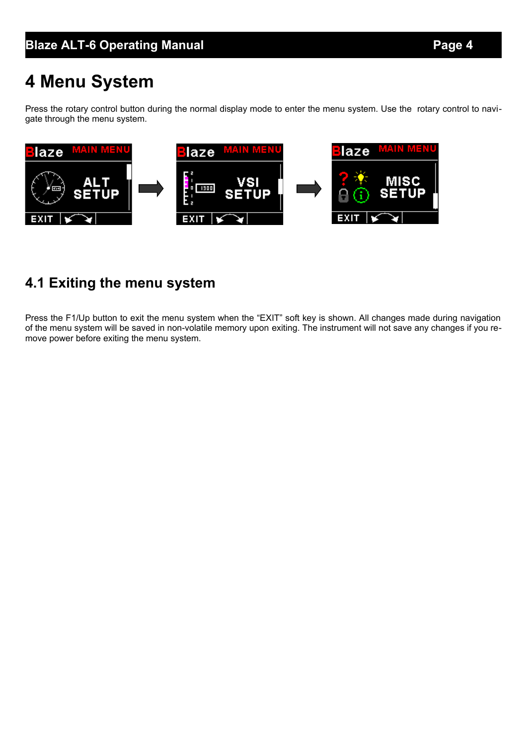# 4 Menu System

Press the rotary control button during the normal display mode to enter the menu system. Use the rotary control to navigate through the menu system.

## 4.1 Exiting the menu system

Press the F1/Up button to exit the menu system when the “EXIT” soft key is shown. All changes made during navigation of the menu system will be saved in non-volatile memory upon exiting. The instrument will not save any changes if you remove power before exiting the menu system.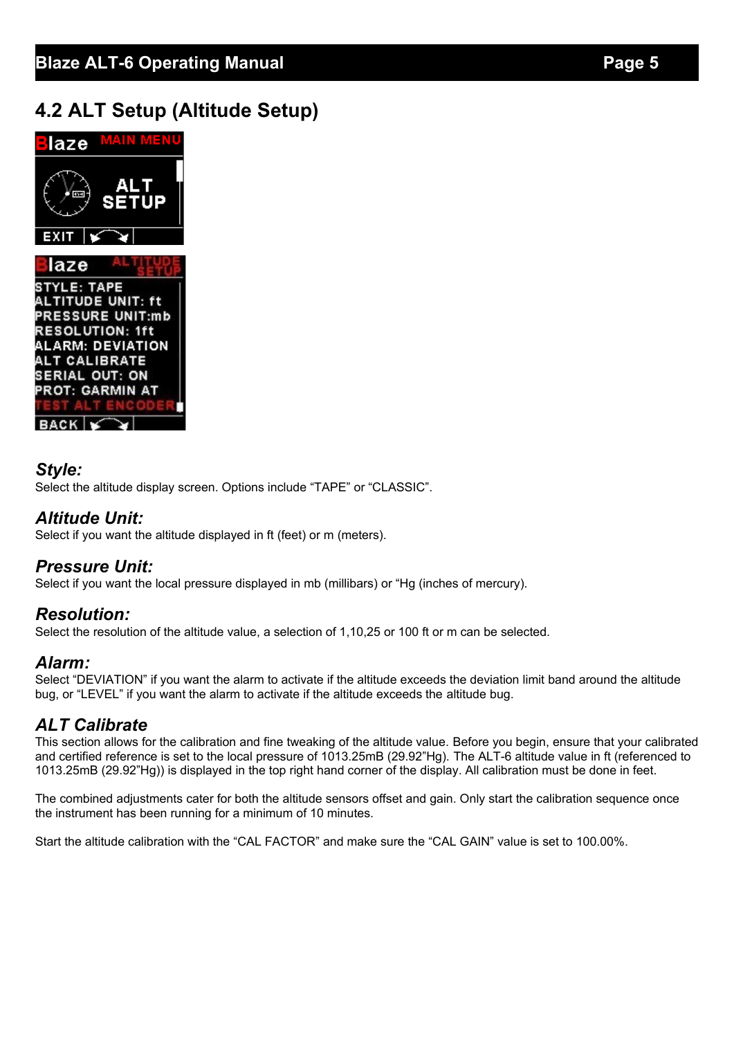## 4.2 ALT Setup (Altitude Setup)

### *Style:*
Select the altitude display screen. Options include "TAPE" or "CLASSIC".

### *Altitude Unit:*
Select if you want the altitude displayed in ft (feet) or m (meters).

### *Pressure Unit:*
Select if you want the local pressure displayed in mb (millibars) or "Hg (inches of mercury).

### *Resolution:*
Select the resolution of the altitude value, a selection of 1,10,25 or 100 ft or m can be selected.

### *Alarm:*
Select "DEVIATION" if you want the alarm to activate if the altitude exceeds the deviation limit band around the altitude bug, or "LEVEL" if you want the alarm to activate if the altitude exceeds the altitude bug.

### *ALT Calibrate*
This section allows for the calibration and fine tweaking of the altitude value. Before you begin, ensure that your calibrated and certified reference is set to the local pressure of 1013.25mB (29.92"Hg). The ALT-6 altitude value in ft (referenced to 1013.25mB (29.92"Hg)) is displayed in the top right hand corner of the display. All calibration must be done in feet.

The combined adjustments cater for both the altitude sensors offset and gain. Only start the calibration sequence once the instrument has been running for a minimum of 10 minutes.

Start the altitude calibration with the "CAL FACTOR" and make sure the "CAL GAIN" value is set to 100.00%.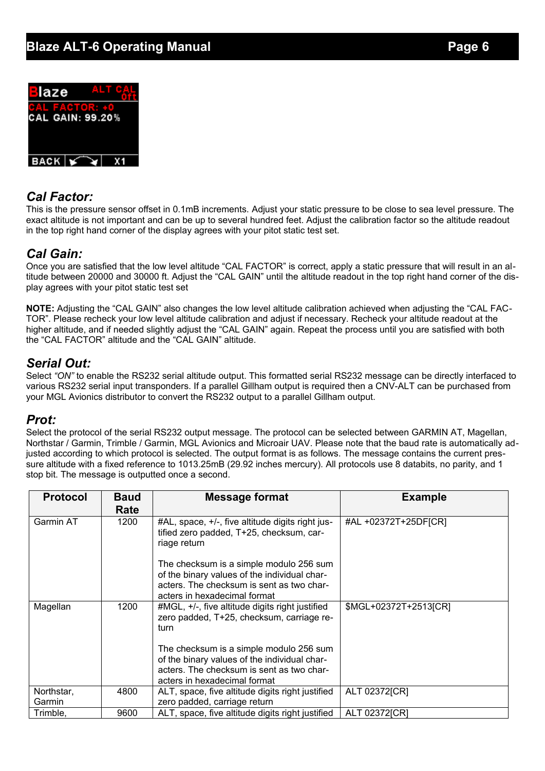## Cal Factor:

This is the pressure sensor offset in 0.1mB increments. Adjust your static pressure to be close to sea level pressure. The exact altitude is not important and can be up to several hundred feet. Adjust the calibration factor so the altitude readout in the top right hand corner of the display agrees with your pitot static test set.

## Cal Gain:

Once you are satisfied that the low level altitude "CAL FACTOR" is correct, apply a static pressure that will result in an altitude between 20000 and 30000 ft. Adjust the "CAL GAIN" until the altitude readout in the top right hand corner of the display agrees with your pitot static test set

**NOTE:** Adjusting the "CAL GAIN" also changes the low level altitude calibration achieved when adjusting the "CAL FACTOR". Please recheck your low level altitude calibration and adjust if necessary. Recheck your altitude readout at the higher altitude, and if needed slightly adjust the "CAL GAIN" again. Repeat the process until you are satisfied with both the "CAL FACTOR" altitude and the "CAL GAIN" altitude.

## Serial Out:

Select *"ON"* to enable the RS232 serial altitude output. This formatted serial RS232 message can be directly interfaced to various RS232 serial input transponders. If a parallel Gillham output is required then a CNV-ALT can be purchased from your MGL Avionics distributor to convert the RS232 output to a parallel Gillham output.

## Prot:

Select the protocol of the serial RS232 output message. The protocol can be selected between GARMIN AT, Magellan, Northstar / Garmin, Trimble / Garmin, MGL Avionics and Microair UAV. Please note that the baud rate is automatically adjusted according to which protocol is selected. The output format is as follows. The message contains the current pressure altitude with a fixed reference to 1013.25mB (29.92 inches mercury). All protocols use 8 databits, no parity, and 1 stop bit. The message is outputted once a second.

| Protocol | Baud Rate | Message format | Example |
|---|---|---|---|
| Garmin AT | 1200 | #AL, space, +/-, five altitude digits right justified zero padded, T+25, checksum, carriage return<br><br>The checksum is a simple modulo 256 sum of the binary values of the individual characters. The checksum is sent as two characters in hexadecimal format | #AL +02372T+25DF[CR] |
| Magellan | 1200 | #MGL, +/-, five altitude digits right justified zero padded, T+25, checksum, carriage return<br><br>The checksum is a simple modulo 256 sum of the binary values of the individual characters. The checksum is sent as two characters in hexadecimal format | $MGL+02372T+2513[CR] |
| Northstar, Garmin | 4800 | ALT, space, five altitude digits right justified zero padded, carriage return | ALT 02372[CR] |
| Trimble, | 9600 | ALT, space, five altitude digits right justified | ALT 02372[CR] |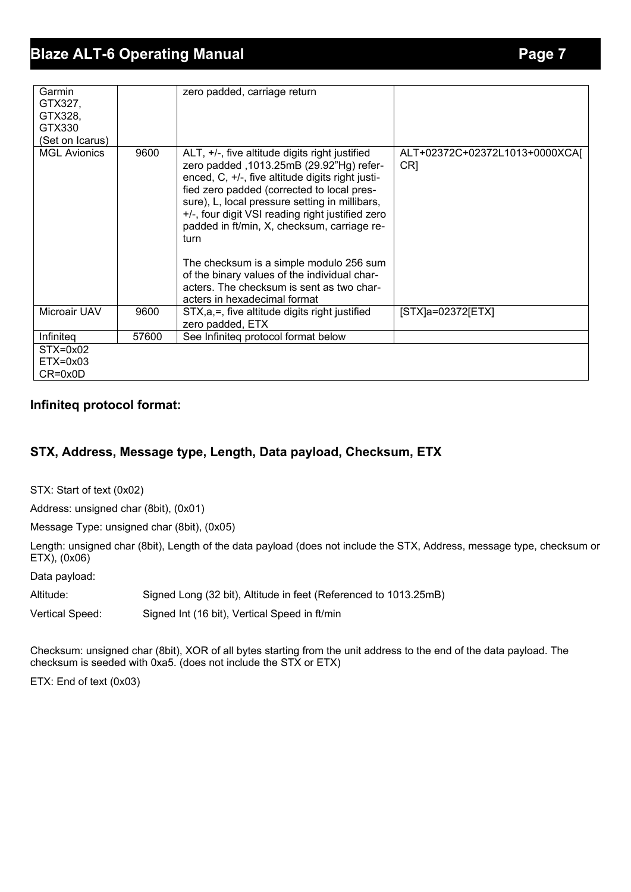| | | | |
|---|---|---|---|
| Garmin GTX327, GTX328, GTX330 (Set on Icarus) | | zero padded, carriage return | |
| MGL Avionics | 9600 | ALT, +/-, five altitude digits right justified zero padded ,1013.25mB (29.92"Hg) referenced, C, +/-, five altitude digits right justified zero padded (corrected to local pressure), L, local pressure setting in millibars, +/-, four digit VSI reading right justified zero padded in ft/min, X, checksum, carriage return<br><br>The checksum is a simple modulo 256 sum of the binary values of the individual characters. The checksum is sent as two characters in hexadecimal format | ALT+02372C+02372L1013+0000XCA[CR] |
| Microair UAV | 9600 | STX,a,=, five altitude digits right justified zero padded, ETX | [STX]a=02372[ETX] |
| Infiniteq | 57600 | See Infiniteq protocol format below | |
| STX=0x02<br>ETX=0x03<br>CR=0x0D | | | |

### Infiniteq protocol format:

### STX, Address, Message type, Length, Data payload, Checksum, ETX

STX: Start of text (0x02)

Address: unsigned char (8bit), (0x01)

Message Type: unsigned char (8bit), (0x05)

Length: unsigned char (8bit), Length of the data payload (does not include the STX, Address, message type, checksum or ETX), (0x06)

Data payload:

| | |
|---|---|
| Altitude: | Signed Long (32 bit), Altitude in feet (Referenced to 1013.25mB) |
| Vertical Speed: | Signed Int (16 bit), Vertical Speed in ft/min |

Checksum: unsigned char (8bit), XOR of all bytes starting from the unit address to the end of the data payload. The checksum is seeded with 0xa5. (does not include the STX or ETX)

ETX: End of text (0x03)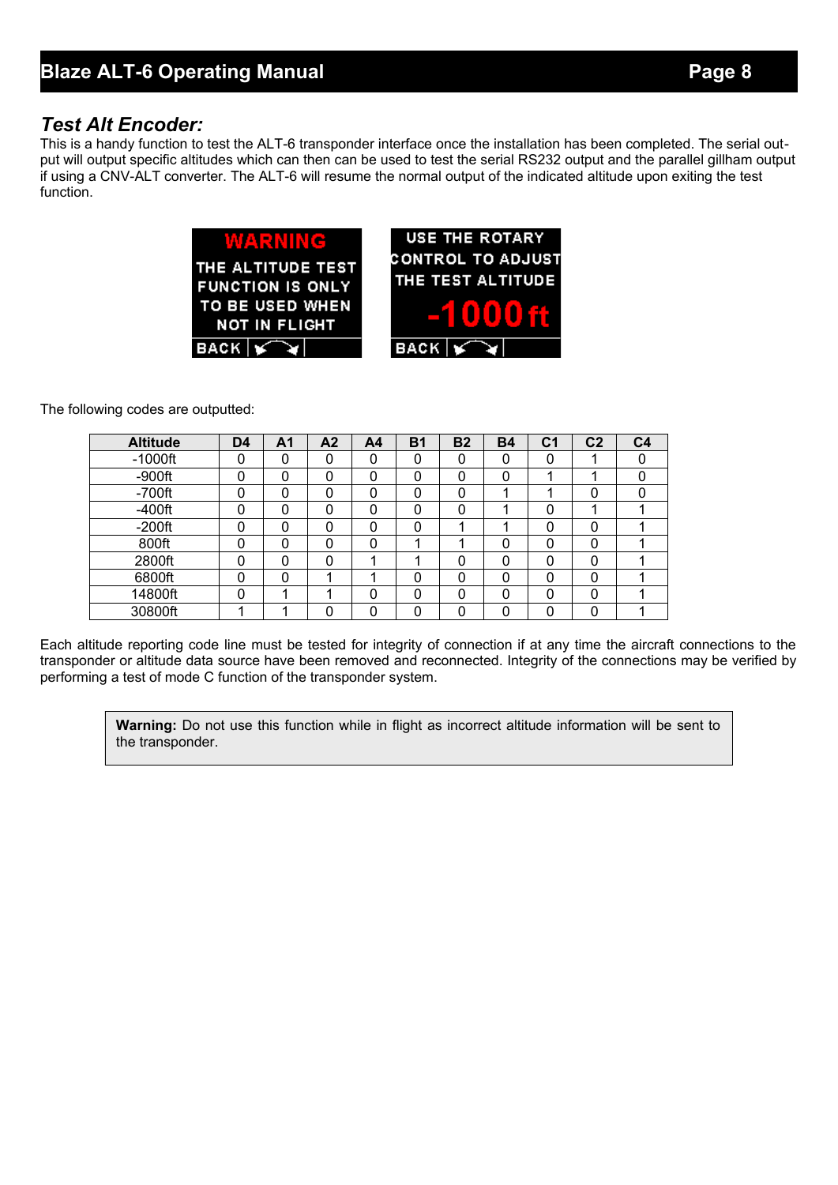## *Test Alt Encoder:*

This is a handy function to test the ALT-6 transponder interface once the installation has been completed. The serial output will output specific altitudes which can then can be used to test the serial RS232 output and the parallel gillham output if using a CNV-ALT converter. The ALT-6 will resume the normal output of the indicated altitude upon exiting the test function.

The following codes are outputted:

| Altitude | D4 | A1 | A2 | A4 | B1 | B2 | B4 | C1 | C2 | C4 |
|---|---|---|---|---|---|---|---|---|---|---|
| -1000ft | 0 | 0 | 0 | 0 | 0 | 0 | 0 | 0 | 1 | 0 |
| -900ft | 0 | 0 | 0 | 0 | 0 | 0 | 0 | 1 | 1 | 0 |
| -700ft | 0 | 0 | 0 | 0 | 0 | 0 | 1 | 1 | 0 | 0 |
| -400ft | 0 | 0 | 0 | 0 | 0 | 0 | 1 | 0 | 1 | 1 |
| -200ft | 0 | 0 | 0 | 0 | 0 | 1 | 1 | 0 | 0 | 1 |
| 800ft | 0 | 0 | 0 | 0 | 1 | 1 | 0 | 0 | 0 | 1 |
| 2800ft | 0 | 0 | 0 | 1 | 1 | 0 | 0 | 0 | 0 | 1 |
| 6800ft | 0 | 0 | 1 | 1 | 0 | 0 | 0 | 0 | 0 | 1 |
| 14800ft | 0 | 1 | 1 | 0 | 0 | 0 | 0 | 0 | 0 | 1 |
| 30800ft | 1 | 1 | 0 | 0 | 0 | 0 | 0 | 0 | 0 | 1 |

Each altitude reporting code line must be tested for integrity of connection if at any time the aircraft connections to the transponder or altitude data source have been removed and reconnected. Integrity of the connections may be verified by performing a test of mode C function of the transponder system.

> **Warning:** Do not use this function while in flight as incorrect altitude information will be sent to the transponder.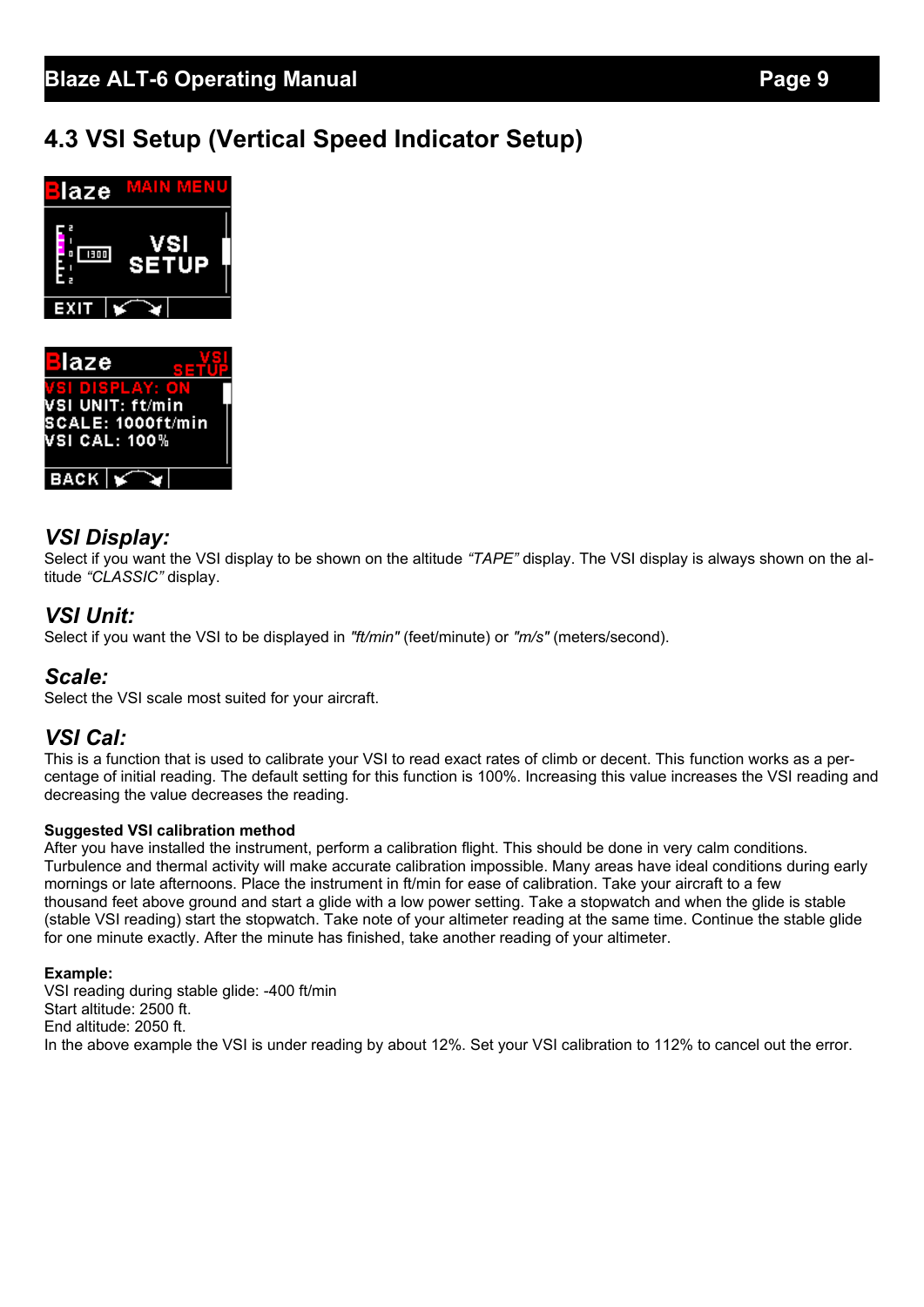## 4.3 VSI Setup (Vertical Speed Indicator Setup)

### *VSI Display:*

Select if you want the VSI display to be shown on the altitude *"TAPE"* display. The VSI display is always shown on the altitude *"CLASSIC"* display.

### *VSI Unit:*

Select if you want the VSI to be displayed in *"ft/min"* (feet/minute) or *"m/s"* (meters/second).

### *Scale:*

Select the VSI scale most suited for your aircraft.

### *VSI Cal:*

This is a function that is used to calibrate your VSI to read exact rates of climb or decent. This function works as a percentage of initial reading. The default setting for this function is 100%. Increasing this value increases the VSI reading and decreasing the value decreases the reading.

**Suggested VSI calibration method**

After you have installed the instrument, perform a calibration flight. This should be done in very calm conditions. Turbulence and thermal activity will make accurate calibration impossible. Many areas have ideal conditions during early mornings or late afternoons. Place the instrument in ft/min for ease of calibration. Take your aircraft to a few thousand feet above ground and start a glide with a low power setting. Take a stopwatch and when the glide is stable (stable VSI reading) start the stopwatch. Take note of your altimeter reading at the same time. Continue the stable glide for one minute exactly. After the minute has finished, take another reading of your altimeter.

**Example:**

VSI reading during stable glide: -400 ft/min
Start altitude: 2500 ft.
End altitude: 2050 ft.
In the above example the VSI is under reading by about 12%. Set your VSI calibration to 112% to cancel out the error.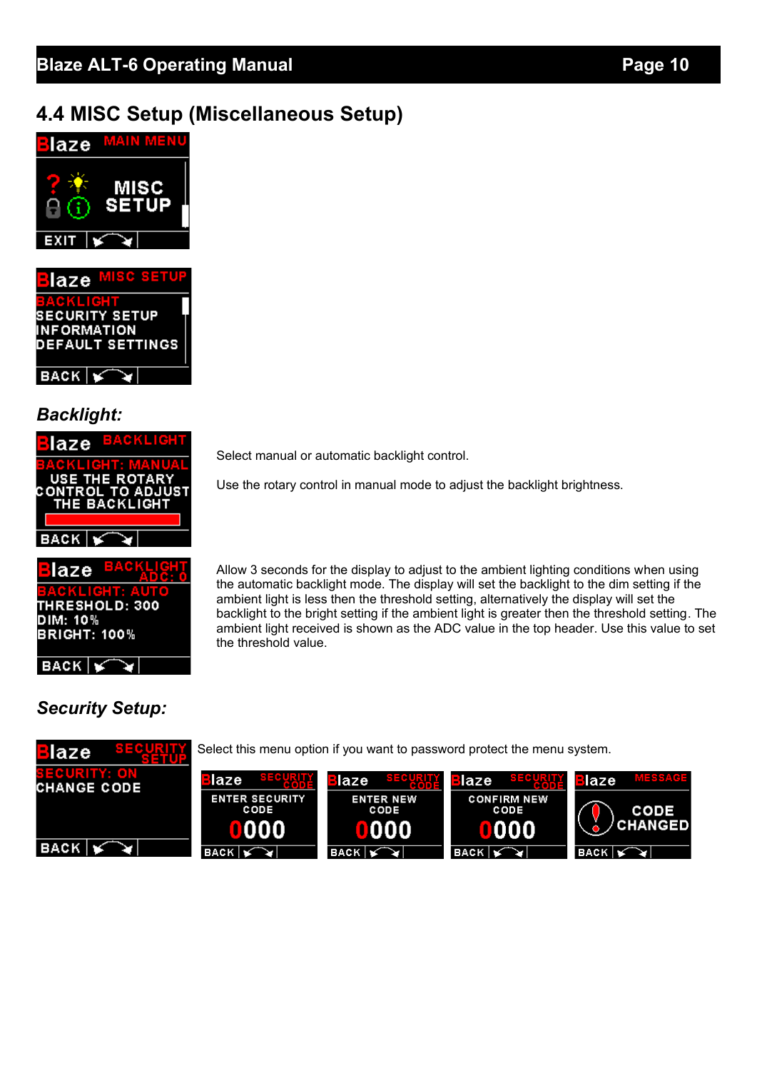## 4.4 MISC Setup (Miscellaneous Setup)

### *Backlight:*

Select manual or automatic backlight control.

Use the rotary control in manual mode to adjust the backlight brightness.

Allow 3 seconds for the display to adjust to the ambient lighting conditions when using the automatic backlight mode. The display will set the backlight to the dim setting if the ambient light is less then the threshold setting, alternatively the display will set the backlight to the bright setting if the ambient light is greater then the threshold setting. The ambient light received is shown as the ADC value in the top header. Use this value to set the threshold value.

### *Security Setup:*

Select this menu option if you want to password protect the menu system.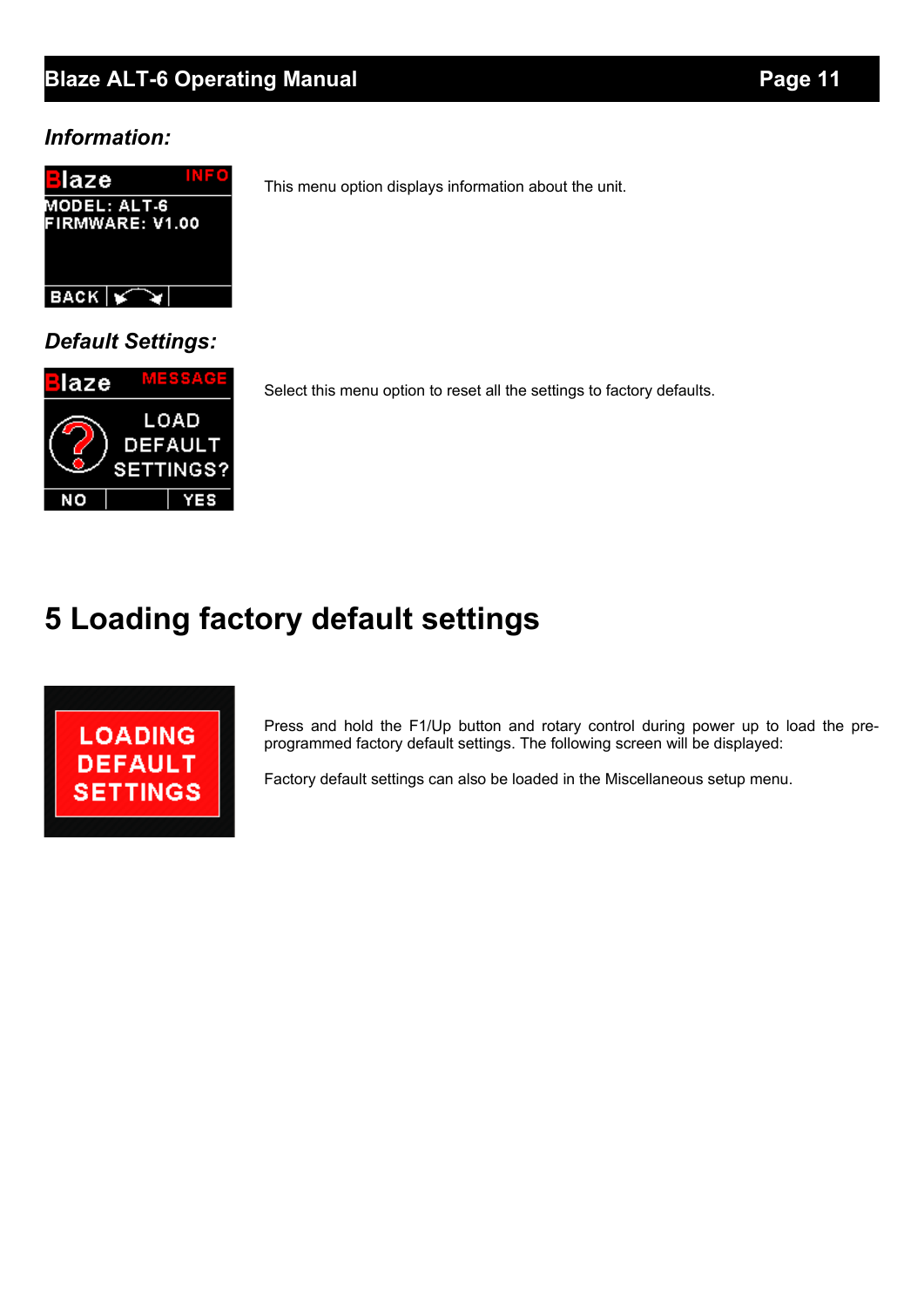### *Information:*

This menu option displays information about the unit.

### *Default Settings:*

Select this menu option to reset all the settings to factory defaults.

# 5 Loading factory default settings

Press and hold the F1/Up button and rotary control during power up to load the pre-programmed factory default settings. The following screen will be displayed:

Factory default settings can also be loaded in the Miscellaneous setup menu.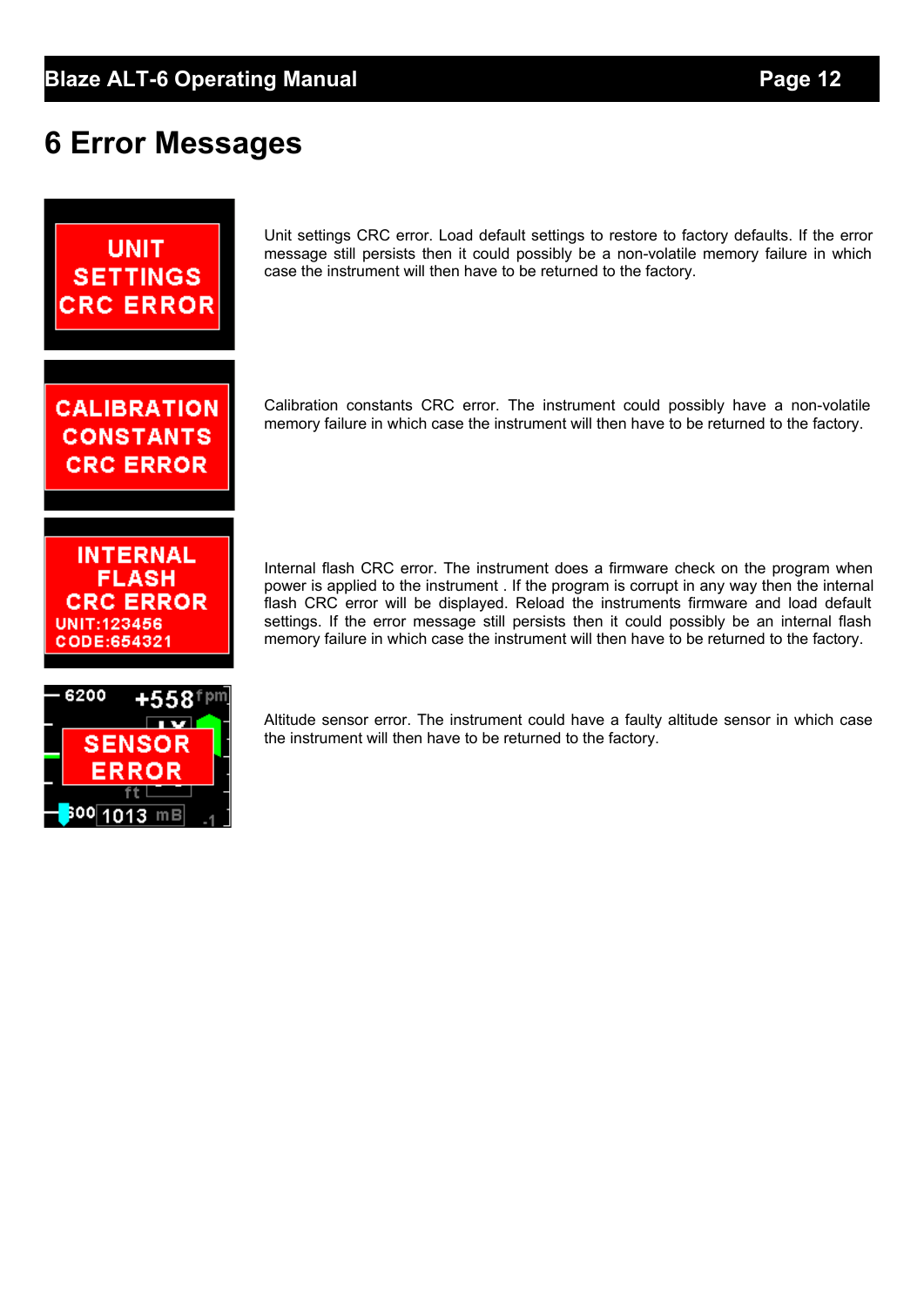# 6 Error Messages

| | |
|---|---|
| UNIT SETTINGS CRC ERROR | Unit settings CRC error. Load default settings to restore to factory defaults. If the error message still persists then it could possibly be a non-volatile memory failure in which case the instrument will then have to be returned to the factory. |
| CALIBRATION CONSTANTS CRC ERROR | Calibration constants CRC error. The instrument could possibly have a non-volatile memory failure in which case the instrument will then have to be returned to the factory. |
| INTERNAL FLASH CRC ERROR UNIT:123456 CODE:654321 | Internal flash CRC error. The instrument does a firmware check on the program when power is applied to the instrument . If the program is corrupt in any way then the internal flash CRC error will be displayed. Reload the instruments firmware and load default settings. If the error message still persists then it could possibly be an internal flash memory failure in which case the instrument will then have to be returned to the factory. |
| SENSOR ERROR | Altitude sensor error. The instrument could have a faulty altitude sensor in which case the instrument will then have to be returned to the factory. |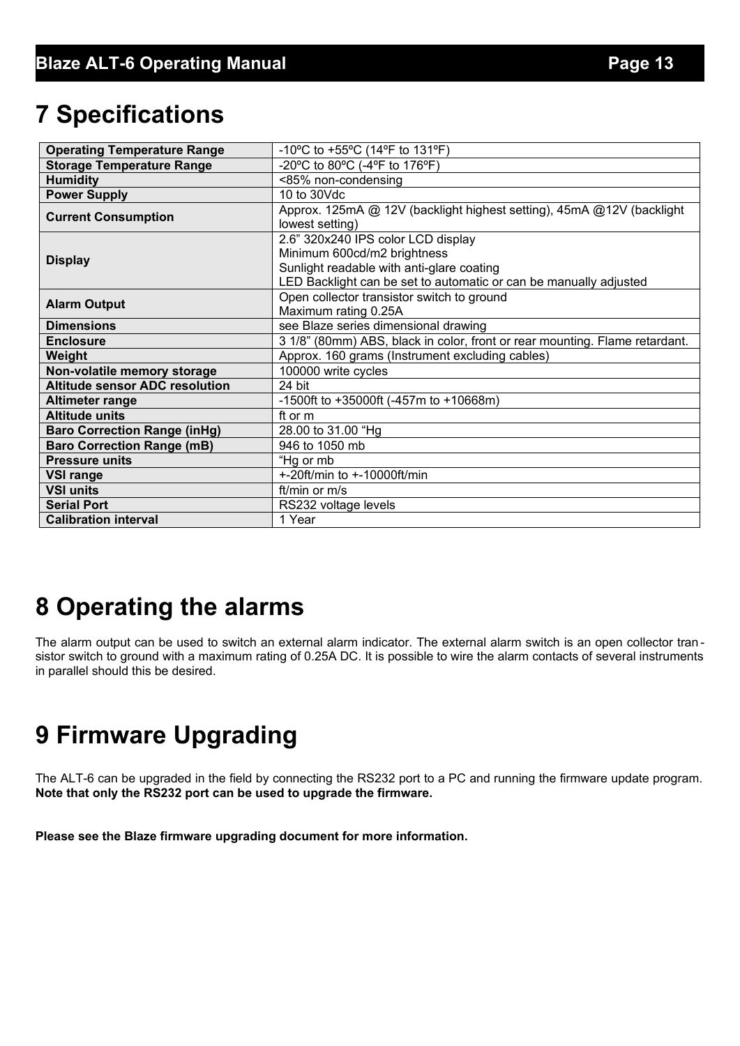# 7 Specifications

| | |
|---|---|
| **Operating Temperature Range** | -10ºC to +55ºC (14ºF to 131ºF) |
| **Storage Temperature Range** | -20ºC to 80ºC (-4ºF to 176ºF) |
| **Humidity** | <85% non-condensing |
| **Power Supply** | 10 to 30Vdc |
| **Current Consumption** | Approx. 125mA @ 12V (backlight highest setting), 45mA @12V (backlight lowest setting) |
| **Display** | 2.6" 320x240 IPS color LCD display<br>Minimum 600cd/m2 brightness<br>Sunlight readable with anti-glare coating<br>LED Backlight can be set to automatic or can be manually adjusted |
| **Alarm Output** | Open collector transistor switch to ground<br>Maximum rating 0.25A |
| **Dimensions** | see Blaze series dimensional drawing |
| **Enclosure** | 3 1/8" (80mm) ABS, black in color, front or rear mounting. Flame retardant. |
| **Weight** | Approx. 160 grams (Instrument excluding cables) |
| **Non-volatile memory storage** | 100000 write cycles |
| **Altitude sensor ADC resolution** | 24 bit |
| **Altimeter range** | -1500ft to +35000ft (-457m to +10668m) |
| **Altitude units** | ft or m |
| **Baro Correction Range (inHg)** | 28.00 to 31.00 "Hg |
| **Baro Correction Range (mB)** | 946 to 1050 mb |
| **Pressure units** | "Hg or mb |
| **VSI range** | +-20ft/min to +-10000ft/min |
| **VSI units** | ft/min or m/s |
| **Serial Port** | RS232 voltage levels |
| **Calibration interval** | 1 Year |

# 8 Operating the alarms

The alarm output can be used to switch an external alarm indicator. The external alarm switch is an open collector transistor switch to ground with a maximum rating of 0.25A DC. It is possible to wire the alarm contacts of several instruments in parallel should this be desired.

# 9 Firmware Upgrading

The ALT-6 can be upgraded in the field by connecting the RS232 port to a PC and running the firmware update program. **Note that only the RS232 port can be used to upgrade the firmware.**

**Please see the Blaze firmware upgrading document for more information.**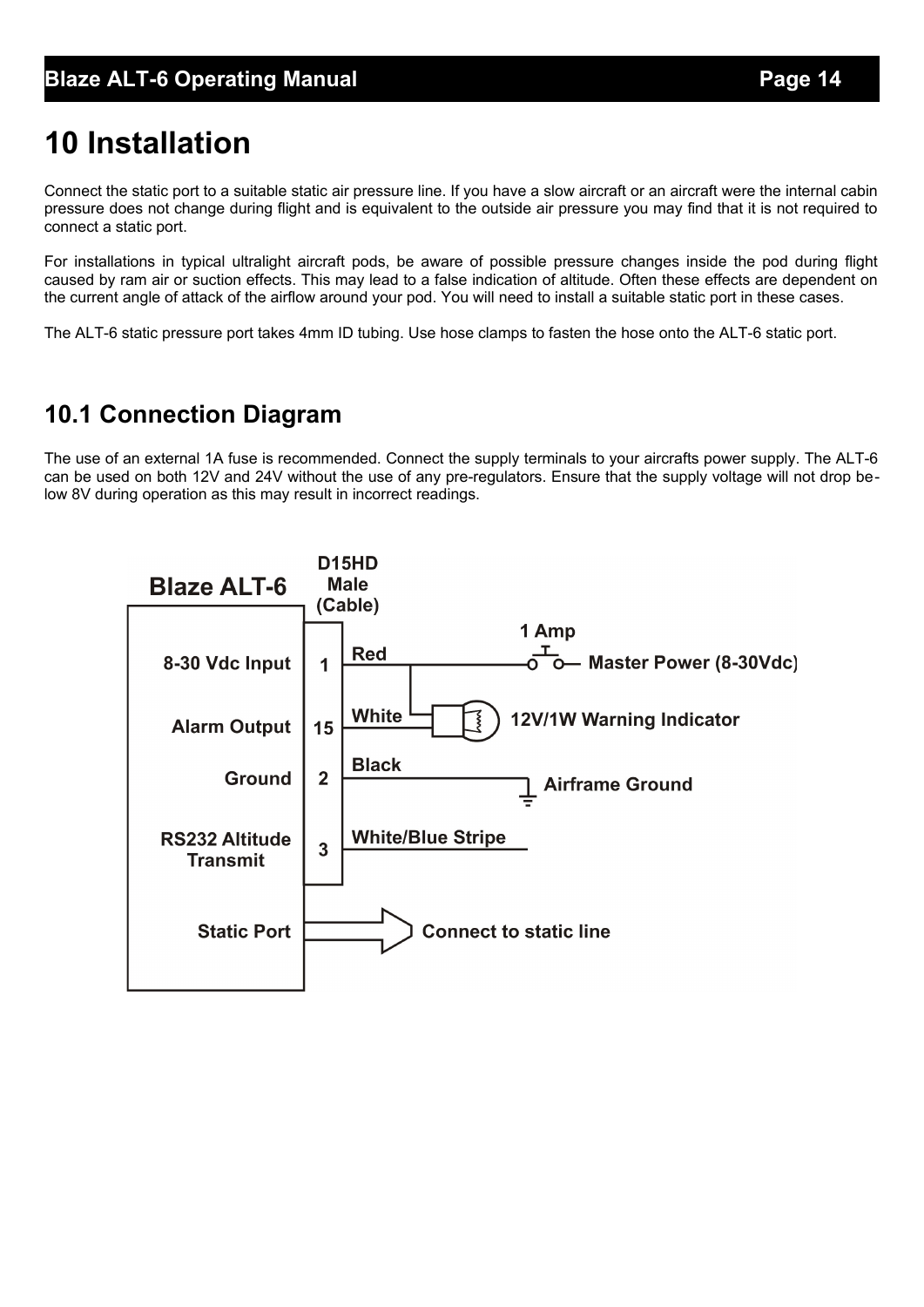# 10 Installation

Connect the static port to a suitable static air pressure line. If you have a slow aircraft or an aircraft were the internal cabin pressure does not change during flight and is equivalent to the outside air pressure you may find that it is not required to connect a static port.

For installations in typical ultralight aircraft pods, be aware of possible pressure changes inside the pod during flight caused by ram air or suction effects. This may lead to a false indication of altitude. Often these effects are dependent on the current angle of attack of the airflow around your pod. You will need to install a suitable static port in these cases.

The ALT-6 static pressure port takes 4mm ID tubing. Use hose clamps to fasten the hose onto the ALT-6 static port.

## 10.1 Connection Diagram

The use of an external 1A fuse is recommended. Connect the supply terminals to your aircrafts power supply. The ALT-6 can be used on both 12V and 24V without the use of any pre-regulators. Ensure that the supply voltage will not drop below 8V during operation as this may result in incorrect readings.

**Blaze ALT-6** — D15HD Male (Cable)

| Blaze ALT-6 | Pin | Wire | Connection |
|---|---|---|---|
| 8-30 Vdc Input | 1 | Red | 1 Amp → Master Power (8-30Vdc) |
| Alarm Output | 15 | White | 12V/1W Warning Indicator (other side to Red / supply) |
| Ground | 2 | Black | Airframe Ground |
| RS232 Altitude Transmit | 3 | White/Blue Stripe | |
| Static Port | | | Connect to static line |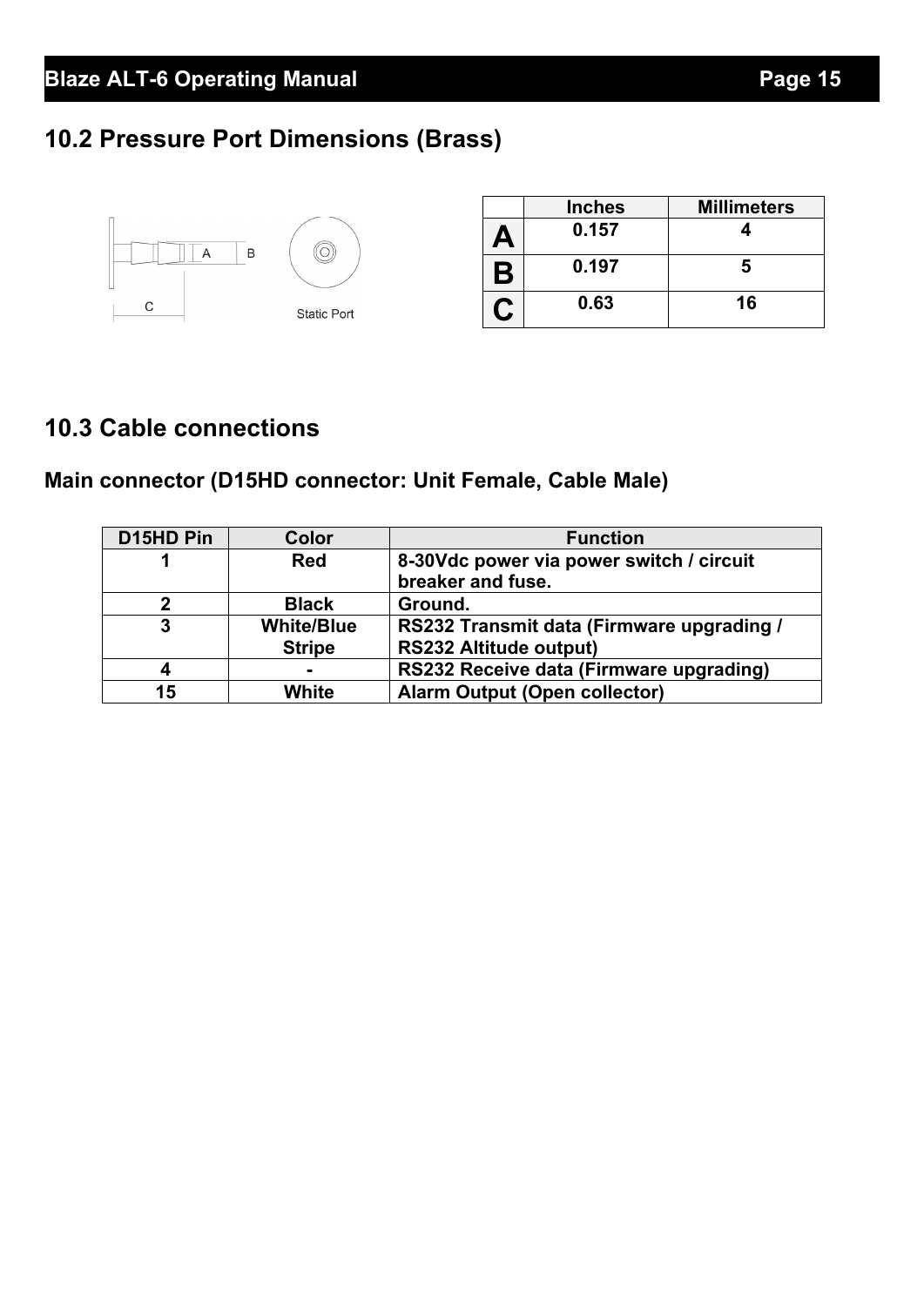## 10.2 Pressure Port Dimensions (Brass)

A B C Static Port

| | Inches | Millimeters |
|---|---|---|
| **A** | **0.157** | **4** |
| **B** | **0.197** | **5** |
| **C** | **0.63** | **16** |

## 10.3 Cable connections

### Main connector (D15HD connector: Unit Female, Cable Male)

| D15HD Pin | Color | Function |
|---|---|---|
| **1** | **Red** | **8-30Vdc power via power switch / circuit breaker and fuse.** |
| **2** | **Black** | **Ground.** |
| **3** | **White/Blue Stripe** | **RS232 Transmit data (Firmware upgrading / RS232 Altitude output)** |
| **4** | **-** | **RS232 Receive data (Firmware upgrading)** |
| **15** | **White** | **Alarm Output (Open collector)** |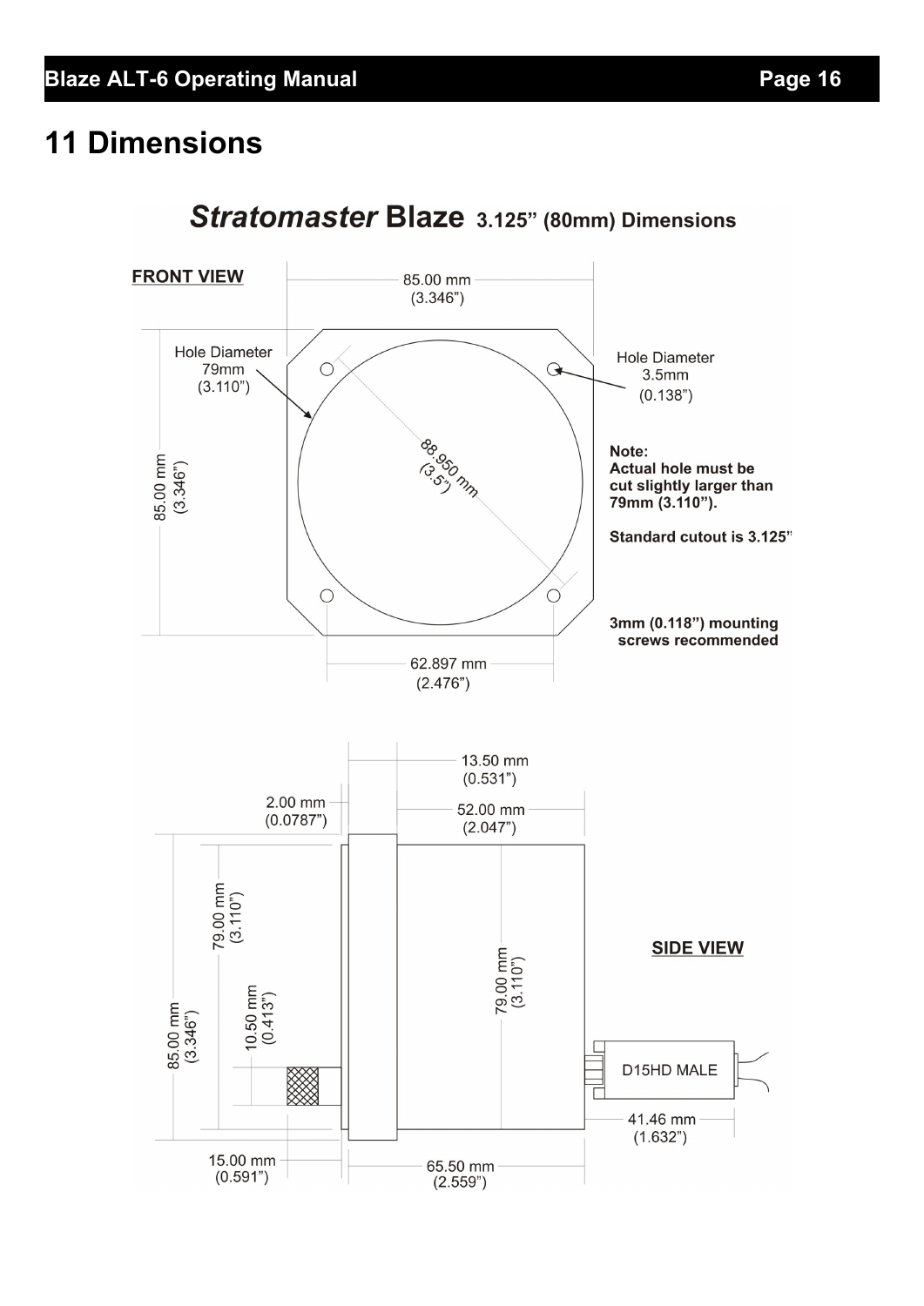# 11 Dimensions

***Stratomaster*** **Blaze 3.125" (80mm) Dimensions**

**FRONT VIEW**

85.00 mm (3.346")

Hole Diameter 79mm (3.110")

Hole Diameter 3.5mm (0.138")

88.950 mm (3.5")

85.00 mm (3.346")

**Note:**
**Actual hole must be cut slightly larger than 79mm (3.110").**

**Standard cutout is 3.125"**

**3mm (0.118") mounting screws recommended**

62.897 mm (2.476")

13.50 mm (0.531")

2.00 mm (0.0787")

52.00 mm (2.047")

79.00 mm (3.110")

79.00 mm (3.110")

**SIDE VIEW**

85.00 mm (3.346")

10.50 mm (0.413")

D15HD MALE

41.46 mm (1.632")

15.00 mm (0.591")

65.50 mm (2.559")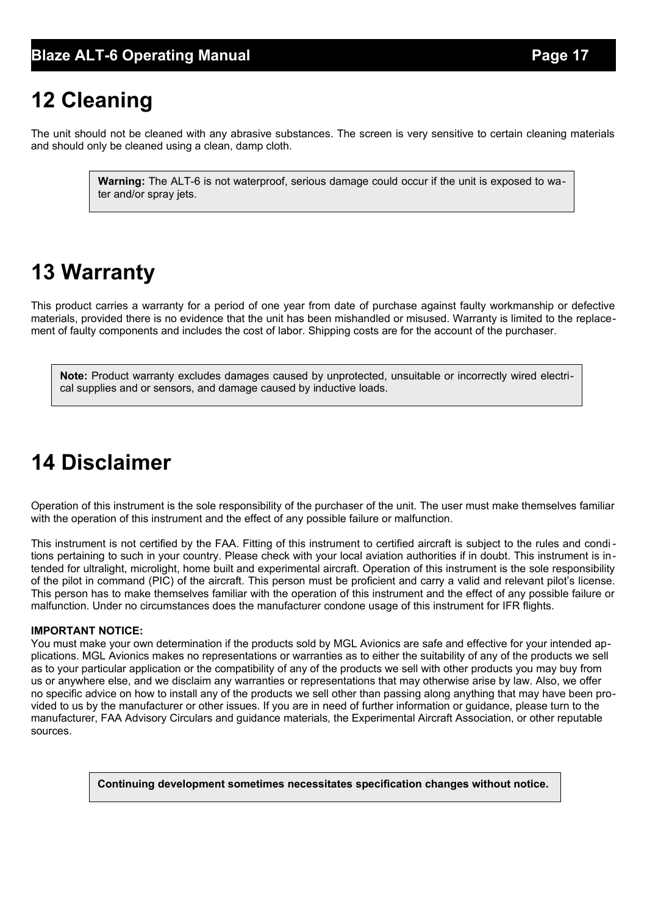# 12 Cleaning

The unit should not be cleaned with any abrasive substances. The screen is very sensitive to certain cleaning materials and should only be cleaned using a clean, damp cloth.

> **Warning:** The ALT-6 is not waterproof, serious damage could occur if the unit is exposed to water and/or spray jets.

# 13 Warranty

This product carries a warranty for a period of one year from date of purchase against faulty workmanship or defective materials, provided there is no evidence that the unit has been mishandled or misused. Warranty is limited to the replacement of faulty components and includes the cost of labor. Shipping costs are for the account of the purchaser.

> **Note:** Product warranty excludes damages caused by unprotected, unsuitable or incorrectly wired electrical supplies and or sensors, and damage caused by inductive loads.

# 14 Disclaimer

Operation of this instrument is the sole responsibility of the purchaser of the unit. The user must make themselves familiar with the operation of this instrument and the effect of any possible failure or malfunction.

This instrument is not certified by the FAA. Fitting of this instrument to certified aircraft is subject to the rules and conditions pertaining to such in your country. Please check with your local aviation authorities if in doubt. This instrument is intended for ultralight, microlight, home built and experimental aircraft. Operation of this instrument is the sole responsibility of the pilot in command (PIC) of the aircraft. This person must be proficient and carry a valid and relevant pilot's license. This person has to make themselves familiar with the operation of this instrument and the effect of any possible failure or malfunction. Under no circumstances does the manufacturer condone usage of this instrument for IFR flights.

**IMPORTANT NOTICE:**
You must make your own determination if the products sold by MGL Avionics are safe and effective for your intended applications. MGL Avionics makes no representations or warranties as to either the suitability of any of the products we sell as to your particular application or the compatibility of any of the products we sell with other products you may buy from us or anywhere else, and we disclaim any warranties or representations that may otherwise arise by law. Also, we offer no specific advice on how to install any of the products we sell other than passing along anything that may have been provided to us by the manufacturer or other issues. If you are in need of further information or guidance, please turn to the manufacturer, FAA Advisory Circulars and guidance materials, the Experimental Aircraft Association, or other reputable sources.

> **Continuing development sometimes necessitates specification changes without notice.**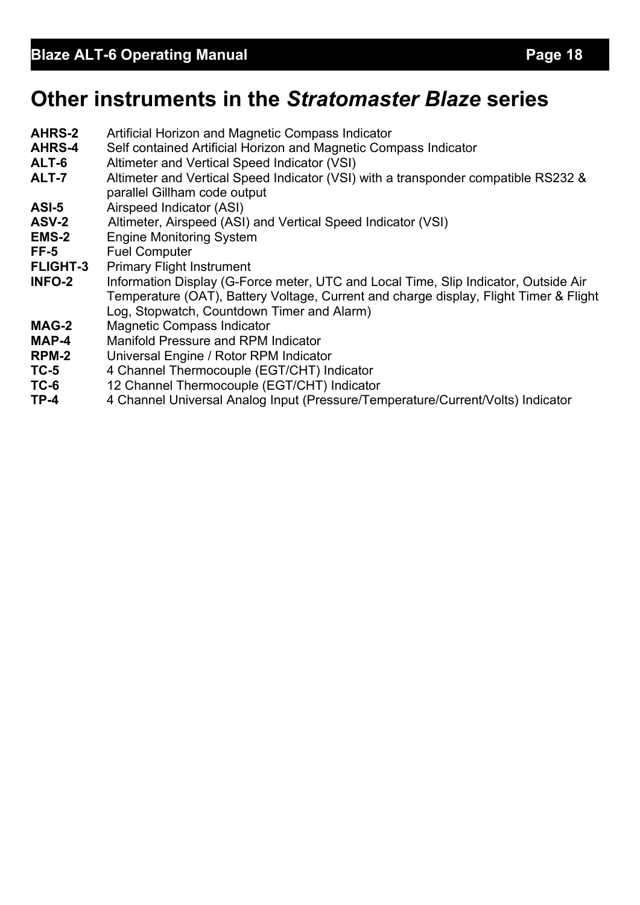# Other instruments in the *Stratomaster Blaze* series

| | |
|---|---|
| **AHRS-2** | Artificial Horizon and Magnetic Compass Indicator |
| **AHRS-4** | Self contained Artificial Horizon and Magnetic Compass Indicator |
| **ALT-6** | Altimeter and Vertical Speed Indicator (VSI) |
| **ALT-7** | Altimeter and Vertical Speed Indicator (VSI) with a transponder compatible RS232 & parallel Gillham code output |
| **ASI-5** | Airspeed Indicator (ASI) |
| **ASV-2** | Altimeter, Airspeed (ASI) and Vertical Speed Indicator (VSI) |
| **EMS-2** | Engine Monitoring System |
| **FF-5** | Fuel Computer |
| **FLIGHT-3** | Primary Flight Instrument |
| **INFO-2** | Information Display (G-Force meter, UTC and Local Time, Slip Indicator, Outside Air Temperature (OAT), Battery Voltage, Current and charge display, Flight Timer & Flight Log, Stopwatch, Countdown Timer and Alarm) |
| **MAG-2** | Magnetic Compass Indicator |
| **MAP-4** | Manifold Pressure and RPM Indicator |
| **RPM-2** | Universal Engine / Rotor RPM Indicator |
| **TC-5** | 4 Channel Thermocouple (EGT/CHT) Indicator |
| **TC-6** | 12 Channel Thermocouple (EGT/CHT) Indicator |
| **TP-4** | 4 Channel Universal Analog Input (Pressure/Temperature/Current/Volts) Indicator |